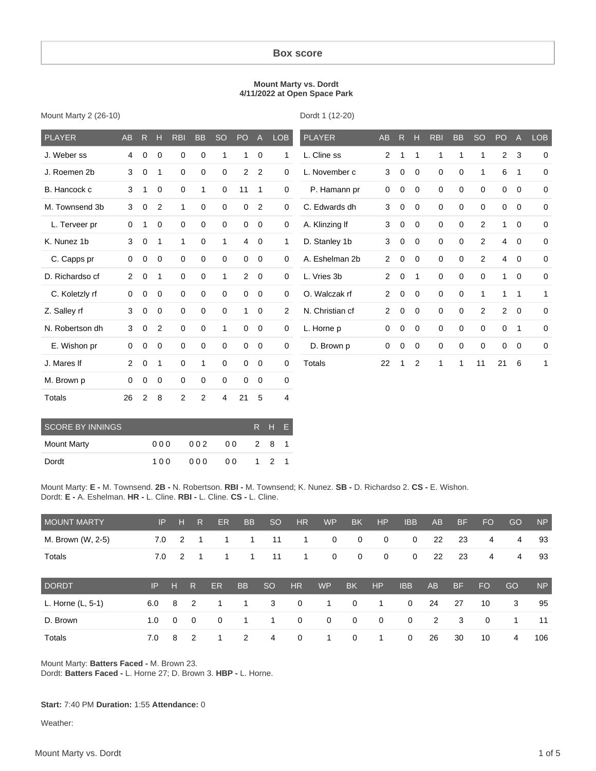# Box score

**Mount Marty vs. Dordt**
**4/11/2022 at Open Space Park**

Mount Marty 2 (26-10)

| PLAYER | AB | R | H | RBI | BB | SO | PO | A | LOB |
|---|---|---|---|---|---|---|---|---|---|
| J. Weber ss | 4 | 0 | 0 | 0 | 0 | 1 | 1 | 0 | 1 |
| J. Roemen 2b | 3 | 0 | 1 | 0 | 0 | 0 | 2 | 2 | 0 |
| B. Hancock c | 3 | 1 | 0 | 0 | 1 | 0 | 11 | 1 | 0 |
| M. Townsend 3b | 3 | 0 | 2 | 1 | 0 | 0 | 0 | 2 | 0 |
| L. Terveer pr | 0 | 1 | 0 | 0 | 0 | 0 | 0 | 0 | 0 |
| K. Nunez 1b | 3 | 0 | 1 | 1 | 0 | 1 | 4 | 0 | 1 |
| C. Capps pr | 0 | 0 | 0 | 0 | 0 | 0 | 0 | 0 | 0 |
| D. Richardso cf | 2 | 0 | 1 | 0 | 0 | 1 | 2 | 0 | 0 |
| C. Koletzly rf | 0 | 0 | 0 | 0 | 0 | 0 | 0 | 0 | 0 |
| Z. Salley rf | 3 | 0 | 0 | 0 | 0 | 0 | 1 | 0 | 2 |
| N. Robertson dh | 3 | 0 | 2 | 0 | 0 | 1 | 0 | 0 | 0 |
| E. Wishon pr | 0 | 0 | 0 | 0 | 0 | 0 | 0 | 0 | 0 |
| J. Mares lf | 2 | 0 | 1 | 0 | 1 | 0 | 0 | 0 | 0 |
| M. Brown p | 0 | 0 | 0 | 0 | 0 | 0 | 0 | 0 | 0 |
| Totals | 26 | 2 | 8 | 2 | 2 | 4 | 21 | 5 | 4 |

Dordt 1 (12-20)

| PLAYER | AB | R | H | RBI | BB | SO | PO | A | LOB |
|---|---|---|---|---|---|---|---|---|---|
| L. Cline ss | 2 | 1 | 1 | 1 | 1 | 1 | 2 | 3 | 0 |
| L. November c | 3 | 0 | 0 | 0 | 0 | 1 | 6 | 1 | 0 |
| P. Hamann pr | 0 | 0 | 0 | 0 | 0 | 0 | 0 | 0 | 0 |
| C. Edwards dh | 3 | 0 | 0 | 0 | 0 | 0 | 0 | 0 | 0 |
| A. Klinzing lf | 3 | 0 | 0 | 0 | 0 | 2 | 1 | 0 | 0 |
| D. Stanley 1b | 3 | 0 | 0 | 0 | 0 | 2 | 4 | 0 | 0 |
| A. Eshelman 2b | 2 | 0 | 0 | 0 | 0 | 2 | 4 | 0 | 0 |
| L. Vries 3b | 2 | 0 | 1 | 0 | 0 | 0 | 1 | 0 | 0 |
| O. Walczak rf | 2 | 0 | 0 | 0 | 0 | 1 | 1 | 1 | 1 |
| N. Christian cf | 2 | 0 | 0 | 0 | 0 | 2 | 2 | 0 | 0 |
| L. Horne p | 0 | 0 | 0 | 0 | 0 | 0 | 0 | 1 | 0 |
| D. Brown p | 0 | 0 | 0 | 0 | 0 | 0 | 0 | 0 | 0 |
| Totals | 22 | 1 | 2 | 1 | 1 | 11 | 21 | 6 | 1 |

| SCORE BY INNINGS | | | | R | H | E |
|---|---|---|---|---|---|---|
| Mount Marty | 000 | 002 | 00 | 2 | 8 | 1 |
| Dordt | 100 | 000 | 00 | 1 | 2 | 1 |

Mount Marty: **E -** M. Townsend. **2B -** N. Robertson. **RBI -** M. Townsend; K. Nunez. **SB -** D. Richardso 2. **CS -** E. Wishon.
Dordt: **E -** A. Eshelman. **HR -** L. Cline. **RBI -** L. Cline. **CS -** L. Cline.

| MOUNT MARTY | IP | H | R | ER | BB | SO | HR | WP | BK | HP | IBB | AB | BF | FO | GO | NP |
|---|---|---|---|---|---|---|---|---|---|---|---|---|---|---|---|---|
| M. Brown (W, 2-5) | 7.0 | 2 | 1 | 1 | 1 | 11 | 1 | 0 | 0 | 0 | 0 | 22 | 23 | 4 | 4 | 93 |
| Totals | 7.0 | 2 | 1 | 1 | 1 | 11 | 1 | 0 | 0 | 0 | 0 | 22 | 23 | 4 | 4 | 93 |

| DORDT | IP | H | R | ER | BB | SO | HR | WP | BK | HP | IBB | AB | BF | FO | GO | NP |
|---|---|---|---|---|---|---|---|---|---|---|---|---|---|---|---|---|
| L. Horne (L, 5-1) | 6.0 | 8 | 2 | 1 | 1 | 3 | 0 | 1 | 0 | 1 | 0 | 24 | 27 | 10 | 3 | 95 |
| D. Brown | 1.0 | 0 | 0 | 0 | 1 | 1 | 0 | 0 | 0 | 0 | 0 | 2 | 3 | 0 | 1 | 11 |
| Totals | 7.0 | 8 | 2 | 1 | 2 | 4 | 0 | 1 | 0 | 1 | 0 | 26 | 30 | 10 | 4 | 106 |

Mount Marty: **Batters Faced -** M. Brown 23.
Dordt: **Batters Faced -** L. Horne 27; D. Brown 3. **HBP -** L. Horne.

**Start:** 7:40 PM **Duration:** 1:55 **Attendance:** 0

Weather: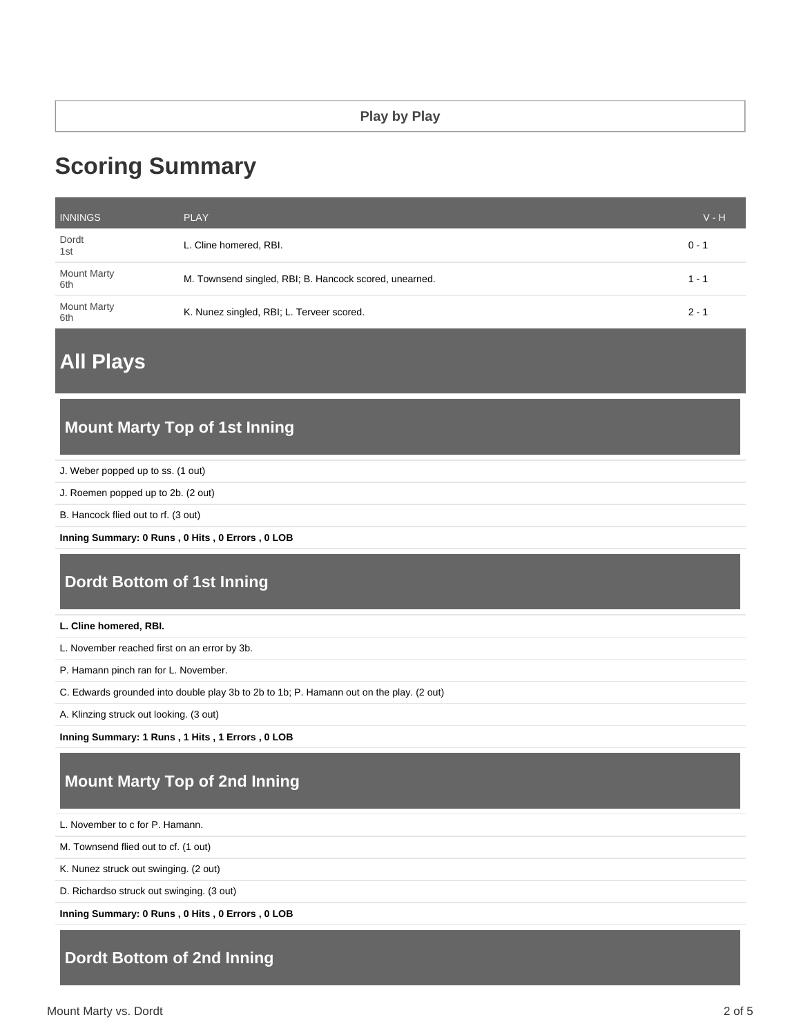Play by Play

# Scoring Summary

| INNINGS | PLAY | V - H |
| --- | --- | --- |
| Dordt<br>1st | L. Cline homered, RBI. | 0 - 1 |
| Mount Marty<br>6th | M. Townsend singled, RBI; B. Hancock scored, unearned. | 1 - 1 |
| Mount Marty<br>6th | K. Nunez singled, RBI; L. Terveer scored. | 2 - 1 |

# All Plays

## Mount Marty Top of 1st Inning

J. Weber popped up to ss. (1 out)

J. Roemen popped up to 2b. (2 out)

B. Hancock flied out to rf. (3 out)

**Inning Summary: 0 Runs , 0 Hits , 0 Errors , 0 LOB**

## Dordt Bottom of 1st Inning

**L. Cline homered, RBI.**

L. November reached first on an error by 3b.

P. Hamann pinch ran for L. November.

C. Edwards grounded into double play 3b to 2b to 1b; P. Hamann out on the play. (2 out)

A. Klinzing struck out looking. (3 out)

**Inning Summary: 1 Runs , 1 Hits , 1 Errors , 0 LOB**

## Mount Marty Top of 2nd Inning

L. November to c for P. Hamann.

M. Townsend flied out to cf. (1 out)

K. Nunez struck out swinging. (2 out)

D. Richardso struck out swinging. (3 out)

**Inning Summary: 0 Runs , 0 Hits , 0 Errors , 0 LOB**

## Dordt Bottom of 2nd Inning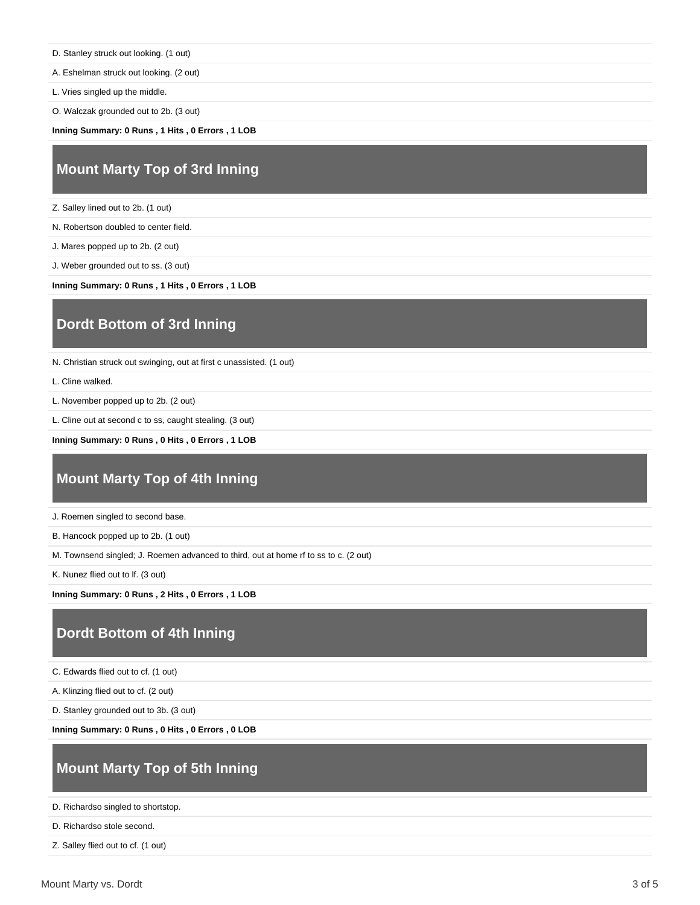D. Stanley struck out looking. (1 out)

A. Eshelman struck out looking. (2 out)

L. Vries singled up the middle.

O. Walczak grounded out to 2b. (3 out)

**Inning Summary: 0 Runs , 1 Hits , 0 Errors , 1 LOB**

## Mount Marty Top of 3rd Inning

Z. Salley lined out to 2b. (1 out)

N. Robertson doubled to center field.

J. Mares popped up to 2b. (2 out)

J. Weber grounded out to ss. (3 out)

**Inning Summary: 0 Runs , 1 Hits , 0 Errors , 1 LOB**

## Dordt Bottom of 3rd Inning

N. Christian struck out swinging, out at first c unassisted. (1 out)

L. Cline walked.

L. November popped up to 2b. (2 out)

L. Cline out at second c to ss, caught stealing. (3 out)

**Inning Summary: 0 Runs , 0 Hits , 0 Errors , 1 LOB**

## Mount Marty Top of 4th Inning

J. Roemen singled to second base.

B. Hancock popped up to 2b. (1 out)

M. Townsend singled; J. Roemen advanced to third, out at home rf to ss to c. (2 out)

K. Nunez flied out to lf. (3 out)

**Inning Summary: 0 Runs , 2 Hits , 0 Errors , 1 LOB**

## Dordt Bottom of 4th Inning

C. Edwards flied out to cf. (1 out)

A. Klinzing flied out to cf. (2 out)

D. Stanley grounded out to 3b. (3 out)

**Inning Summary: 0 Runs , 0 Hits , 0 Errors , 0 LOB**

## Mount Marty Top of 5th Inning

D. Richardso singled to shortstop.

D. Richardso stole second.

Z. Salley flied out to cf. (1 out)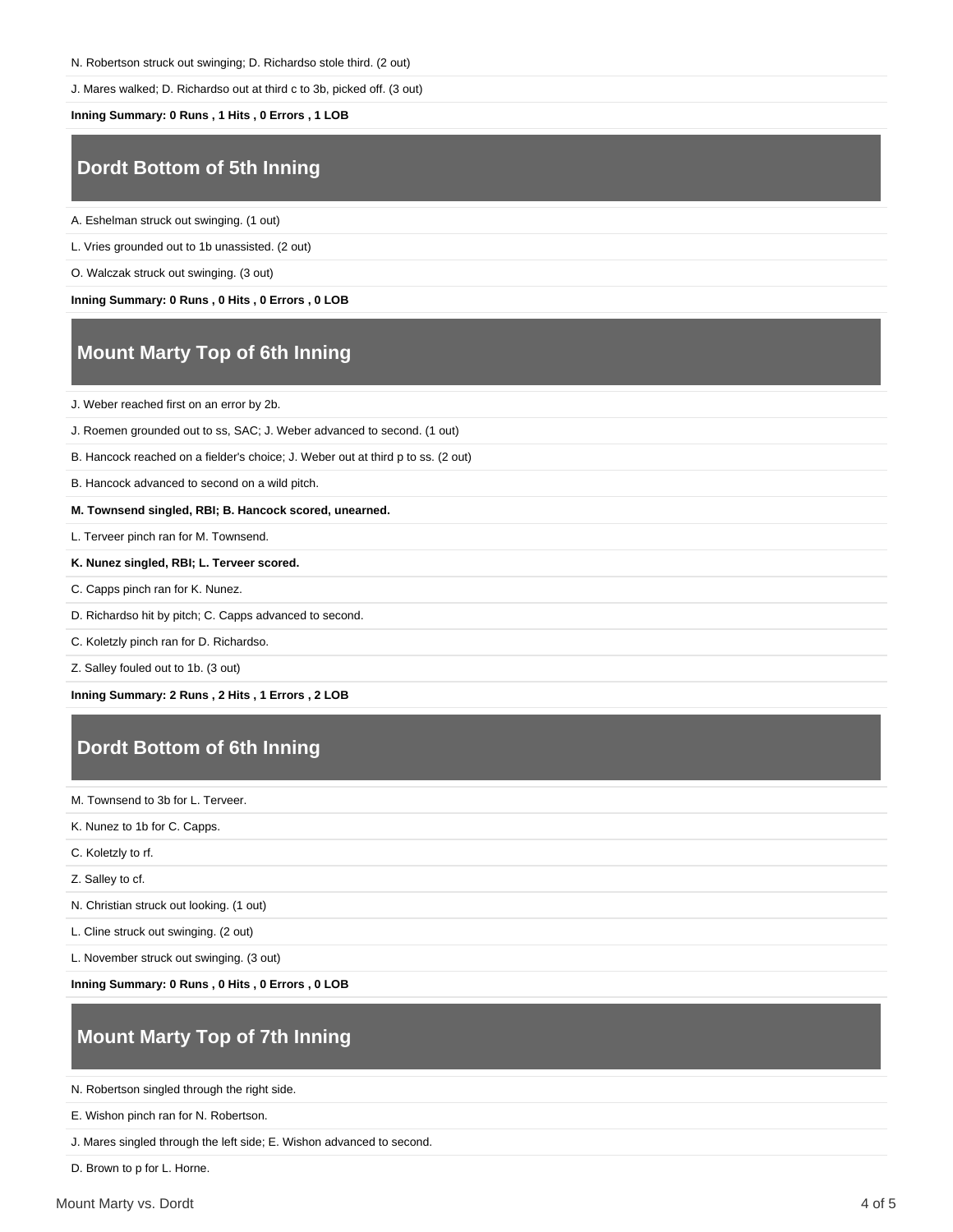N. Robertson struck out swinging; D. Richardso stole third. (2 out)

J. Mares walked; D. Richardso out at third c to 3b, picked off. (3 out)

**Inning Summary: 0 Runs , 1 Hits , 0 Errors , 1 LOB**

## Dordt Bottom of 5th Inning

A. Eshelman struck out swinging. (1 out)

L. Vries grounded out to 1b unassisted. (2 out)

O. Walczak struck out swinging. (3 out)

**Inning Summary: 0 Runs , 0 Hits , 0 Errors , 0 LOB**

## Mount Marty Top of 6th Inning

J. Weber reached first on an error by 2b.

J. Roemen grounded out to ss, SAC; J. Weber advanced to second. (1 out)

B. Hancock reached on a fielder's choice; J. Weber out at third p to ss. (2 out)

B. Hancock advanced to second on a wild pitch.

**M. Townsend singled, RBI; B. Hancock scored, unearned.**

L. Terveer pinch ran for M. Townsend.

**K. Nunez singled, RBI; L. Terveer scored.**

C. Capps pinch ran for K. Nunez.

D. Richardso hit by pitch; C. Capps advanced to second.

C. Koletzly pinch ran for D. Richardso.

Z. Salley fouled out to 1b. (3 out)

**Inning Summary: 2 Runs , 2 Hits , 1 Errors , 2 LOB**

## Dordt Bottom of 6th Inning

M. Townsend to 3b for L. Terveer.

K. Nunez to 1b for C. Capps.

C. Koletzly to rf.

Z. Salley to cf.

N. Christian struck out looking. (1 out)

L. Cline struck out swinging. (2 out)

L. November struck out swinging. (3 out)

**Inning Summary: 0 Runs , 0 Hits , 0 Errors , 0 LOB**

## Mount Marty Top of 7th Inning

N. Robertson singled through the right side.

E. Wishon pinch ran for N. Robertson.

J. Mares singled through the left side; E. Wishon advanced to second.

D. Brown to p for L. Horne.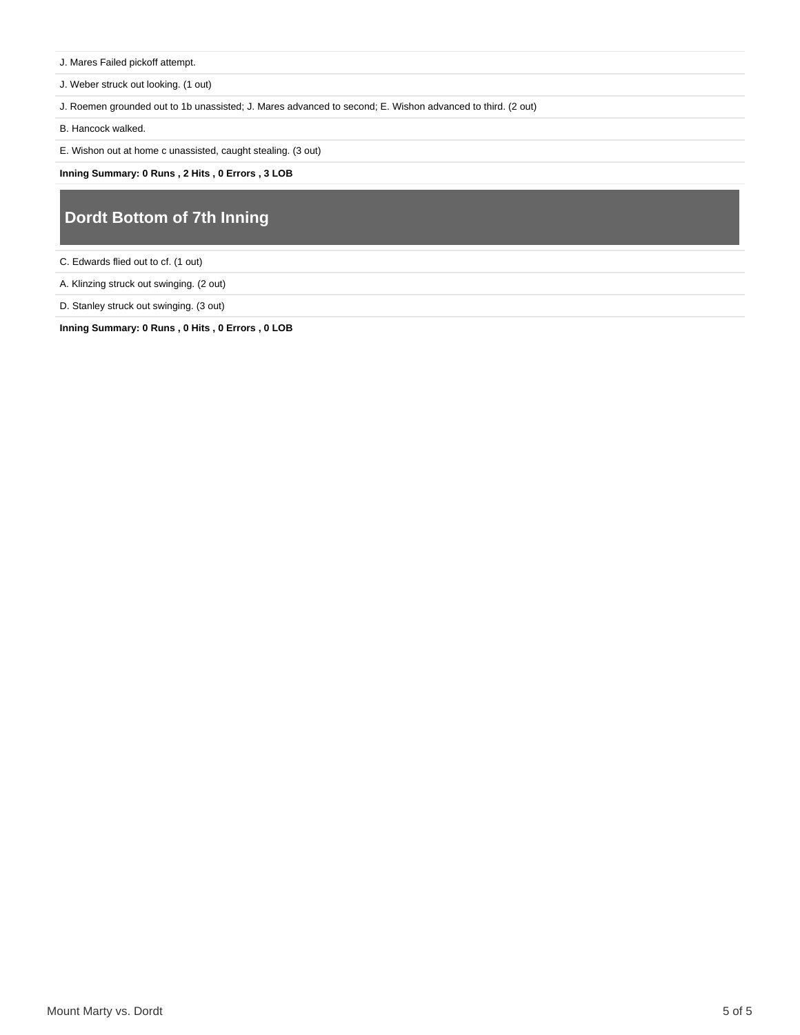J. Mares Failed pickoff attempt.

J. Weber struck out looking. (1 out)

J. Roemen grounded out to 1b unassisted; J. Mares advanced to second; E. Wishon advanced to third. (2 out)

B. Hancock walked.

E. Wishon out at home c unassisted, caught stealing. (3 out)

**Inning Summary: 0 Runs , 2 Hits , 0 Errors , 3 LOB**

## Dordt Bottom of 7th Inning

C. Edwards flied out to cf. (1 out)

A. Klinzing struck out swinging. (2 out)

D. Stanley struck out swinging. (3 out)

**Inning Summary: 0 Runs , 0 Hits , 0 Errors , 0 LOB**